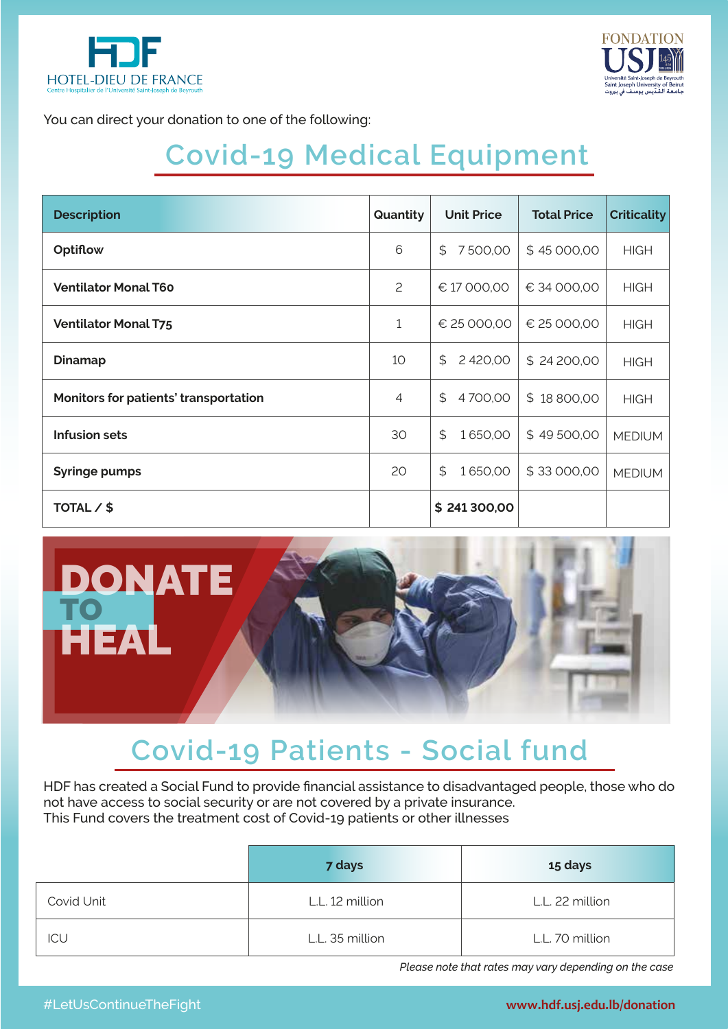HOTEL-DIEU DE FRANCE
Centre Hospitalier de l'Université Saint-Joseph de Beyrouth

FONDATION USJ

You can direct your donation to one of the following:

# Covid-19 Medical Equipment

| Description | Quantity | Unit Price | Total Price | Criticality |
|---|---|---|---|---|
| **Optiflow** | 6 | $ 7 500,00 | $ 45 000,00 | HIGH |
| **Ventilator Monal T60** | 2 | € 17 000,00 | € 34 000,00 | HIGH |
| **Ventilator Monal T75** | 1 | € 25 000,00 | € 25 000,00 | HIGH |
| **Dinamap** | 10 | $ 2 420,00 | $ 24 200,00 | HIGH |
| **Monitors for patients' transportation** | 4 | $ 4 700,00 | $ 18 800,00 | HIGH |
| **Infusion sets** | 30 | $ 1 650,00 | $ 49 500,00 | MEDIUM |
| **Syringe pumps** | 20 | $ 1 650,00 | $ 33 000,00 | MEDIUM |
| **TOTAL / $** | | **$ 241 300,00** | | |

DONATE TO HEAL

# Covid-19 Patients - Social fund

HDF has created a Social Fund to provide financial assistance to disadvantaged people, those who do not have access to social security or are not covered by a private insurance.
This Fund covers the treatment cost of Covid-19 patients or other illnesses

| | 7 days | 15 days |
|---|---|---|
| Covid Unit | L.L. 12 million | L.L. 22 million |
| ICU | L.L. 35 million | L.L. 70 million |

*Please note that rates may vary depending on the case*

#LetUsContinueTheFight

www.hdf.usj.edu.lb/donation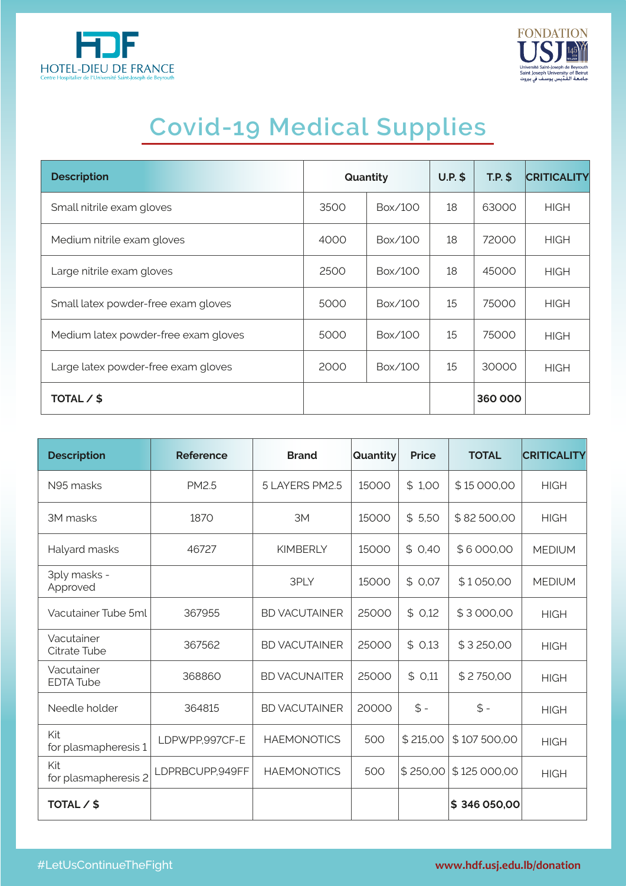HDF
HOTEL-DIEU DE FRANCE
Centre Hospitalier de l'Université Saint-Joseph de Beyrouth

FONDATION USJ
Université Saint-Joseph de Beyrouth
Saint Joseph University of Beirut
جامعة القديس يوسف في بيروت

# Covid-19 Medical Supplies

| Description | Quantity | | U.P. $ | T.P. $ | CRITICALITY |
|---|---|---|---|---|---|
| Small nitrile exam gloves | 3500 | Box/100 | 18 | 63000 | HIGH |
| Medium nitrile exam gloves | 4000 | Box/100 | 18 | 72000 | HIGH |
| Large nitrile exam gloves | 2500 | Box/100 | 18 | 45000 | HIGH |
| Small latex powder-free exam gloves | 5000 | Box/100 | 15 | 75000 | HIGH |
| Medium latex powder-free exam gloves | 5000 | Box/100 | 15 | 75000 | HIGH |
| Large latex powder-free exam gloves | 2000 | Box/100 | 15 | 30000 | HIGH |
| **TOTAL / $** | | | | **360 000** | |

| Description | Reference | Brand | Quantity | Price | TOTAL | CRITICALITY |
|---|---|---|---|---|---|---|
| N95 masks | PM2.5 | 5 LAYERS PM2.5 | 15000 | $ 1,00 | $ 15 000,00 | HIGH |
| 3M masks | 1870 | 3M | 15000 | $ 5,50 | $ 82 500,00 | HIGH |
| Halyard masks | 46727 | KIMBERLY | 15000 | $ 0,40 | $ 6 000,00 | MEDIUM |
| 3ply masks - Approved | | 3PLY | 15000 | $ 0,07 | $ 1 050,00 | MEDIUM |
| Vacutainer Tube 5ml | 367955 | BD VACUTAINER | 25000 | $ 0,12 | $ 3 000,00 | HIGH |
| Vacutainer Citrate Tube | 367562 | BD VACUTAINER | 25000 | $ 0,13 | $ 3 250,00 | HIGH |
| Vacutainer EDTA Tube | 368860 | BD VACUNAITER | 25000 | $ 0,11 | $ 2 750,00 | HIGH |
| Needle holder | 364815 | BD VACUTAINER | 20000 | $ - | $ - | HIGH |
| Kit for plasmapheresis 1 | LDPWPP,997CF-E | HAEMONOTICS | 500 | $ 215,00 | $ 107 500,00 | HIGH |
| Kit for plasmapheresis 2 | LDPRBCUPP,949FF | HAEMONOTICS | 500 | $ 250,00 | $ 125 000,00 | HIGH |
| **TOTAL / $** | | | | | **$ 346 050,00** | |

#LetUsContinueTheFight

www.hdf.usj.edu.lb/donation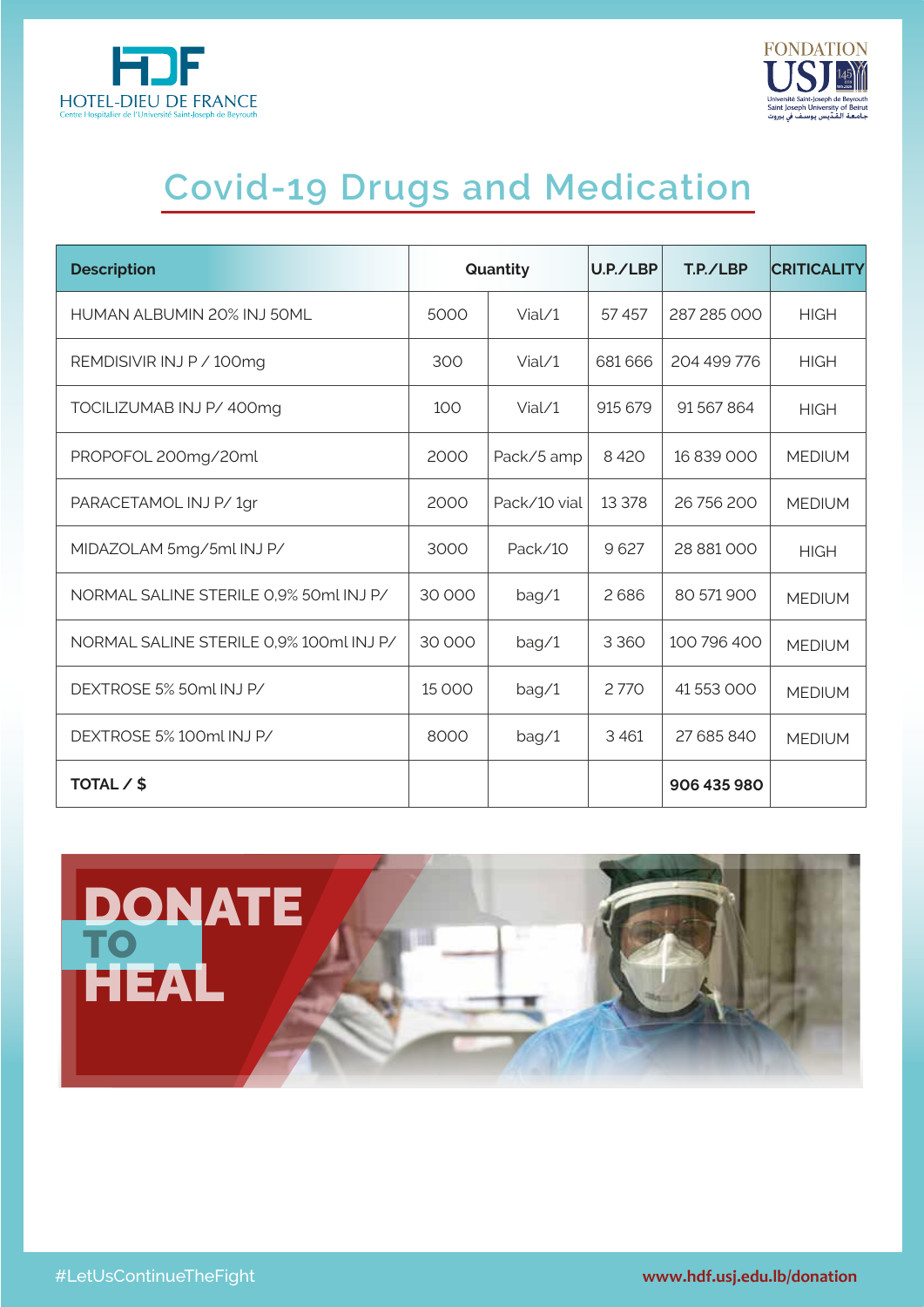# Covid-19 Drugs and Medication

| Description | Quantity | | U.P./LBP | T.P./LBP | CRITICALITY |
|---|---|---|---|---|---|
| HUMAN ALBUMIN 20% INJ 50ML | 5000 | Vial/1 | 57 457 | 287 285 000 | HIGH |
| REMDISIVIR INJ P / 100mg | 300 | Vial/1 | 681 666 | 204 499 776 | HIGH |
| TOCILIZUMAB INJ P/ 400mg | 100 | Vial/1 | 915 679 | 91 567 864 | HIGH |
| PROPOFOL 200mg/20ml | 2000 | Pack/5 amp | 8 420 | 16 839 000 | MEDIUM |
| PARACETAMOL INJ P/ 1gr | 2000 | Pack/10 vial | 13 378 | 26 756 200 | MEDIUM |
| MIDAZOLAM 5mg/5ml INJ P/ | 3000 | Pack/10 | 9 627 | 28 881 000 | HIGH |
| NORMAL SALINE STERILE 0,9% 50ml INJ P/ | 30 000 | bag/1 | 2 686 | 80 571 900 | MEDIUM |
| NORMAL SALINE STERILE 0,9% 100ml INJ P/ | 30 000 | bag/1 | 3 360 | 100 796 400 | MEDIUM |
| DEXTROSE 5% 50ml INJ P/ | 15 000 | bag/1 | 2 770 | 41 553 000 | MEDIUM |
| DEXTROSE 5% 100ml INJ P/ | 8000 | bag/1 | 3 461 | 27 685 840 | MEDIUM |
| **TOTAL / $** | | | | **906 435 980** | |

DONATE TO HEAL

#LetUsContinueTheFight

www.hdf.usj.edu.lb/donation